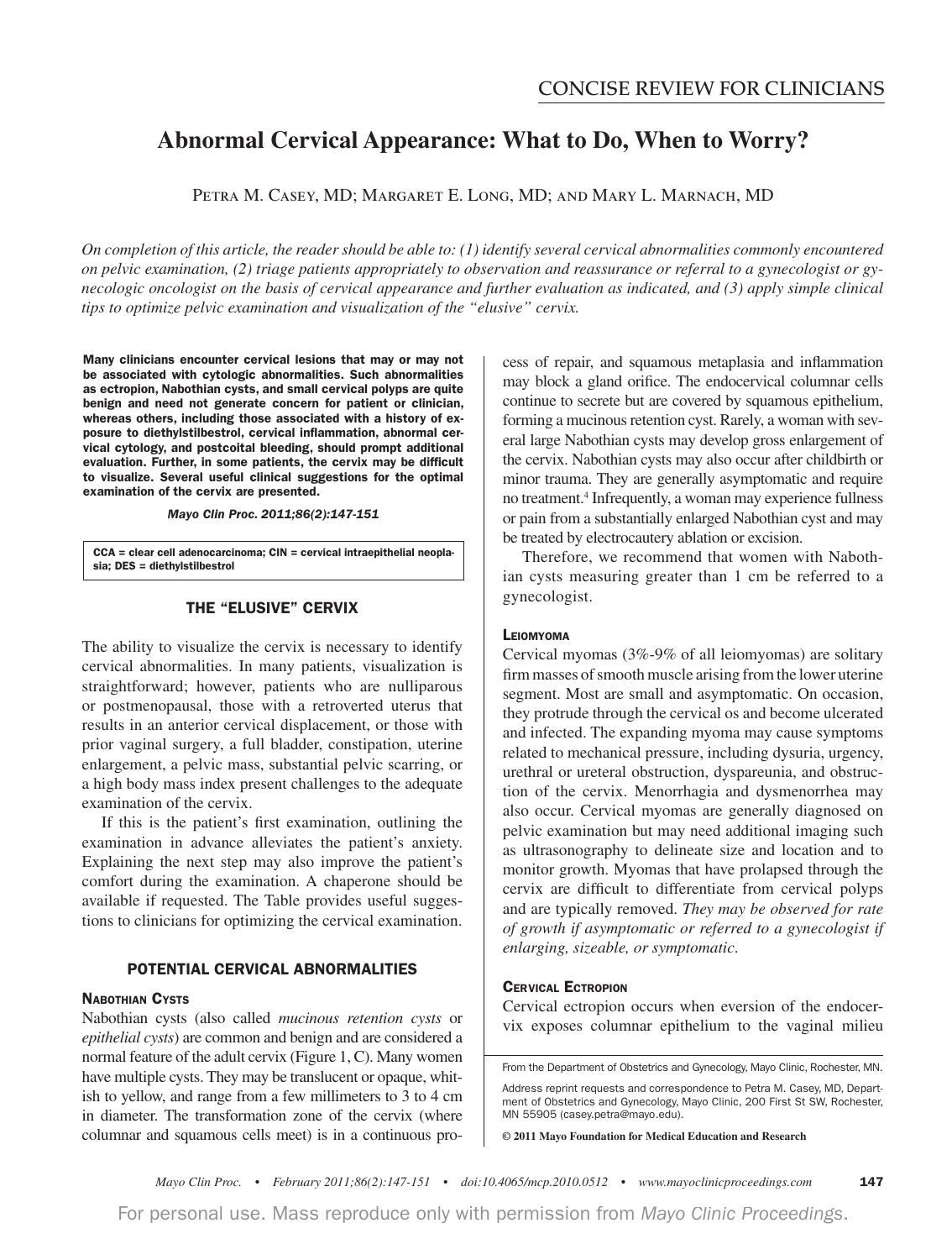CONCISE REVIEW FOR CLINICIANS

# Abnormal Cervical Appearance: What to Do, When to Worry?

Petra M. Casey, MD; Margaret E. Long, MD; and Mary L. Marnach, MD

*On completion of this article, the reader should be able to: (1) identify several cervical abnormalities commonly encountered on pelvic examination, (2) triage patients appropriately to observation and reassurance or referral to a gynecologist or gynecologic oncologist on the basis of cervical appearance and further evaluation as indicated, and (3) apply simple clinical tips to optimize pelvic examination and visualization of the "elusive" cervix.*

**Many clinicians encounter cervical lesions that may or may not be associated with cytologic abnormalities. Such abnormalities as ectropion, Nabothian cysts, and small cervical polyps are quite benign and need not generate concern for patient or clinician, whereas others, including those associated with a history of exposure to diethylstilbestrol, cervical inflammation, abnormal cervical cytology, and postcoital bleeding, should prompt additional evaluation. Further, in some patients, the cervix may be difficult to visualize. Several useful clinical suggestions for the optimal examination of the cervix are presented.**

***Mayo Clin Proc. 2011;86(2):147-151***

CCA = clear cell adenocarcinoma; CIN = cervical intraepithelial neoplasia; DES = diethylstilbestrol

## THE "ELUSIVE" CERVIX

The ability to visualize the cervix is necessary to identify cervical abnormalities. In many patients, visualization is straightforward; however, patients who are nulliparous or postmenopausal, those with a retroverted uterus that results in an anterior cervical displacement, or those with prior vaginal surgery, a full bladder, constipation, uterine enlargement, a pelvic mass, substantial pelvic scarring, or a high body mass index present challenges to the adequate examination of the cervix.

If this is the patient's first examination, outlining the examination in advance alleviates the patient's anxiety. Explaining the next step may also improve the patient's comfort during the examination. A chaperone should be available if requested. The Table provides useful suggestions to clinicians for optimizing the cervical examination.

## POTENTIAL CERVICAL ABNORMALITIES

### Nabothian Cysts

Nabothian cysts (also called *mucinous retention cysts* or *epithelial cysts*) are common and benign and are considered a normal feature of the adult cervix (Figure 1, C). Many women have multiple cysts. They may be translucent or opaque, whitish to yellow, and range from a few millimeters to 3 to 4 cm in diameter. The transformation zone of the cervix (where columnar and squamous cells meet) is in a continuous process of repair, and squamous metaplasia and inflammation may block a gland orifice. The endocervical columnar cells continue to secrete but are covered by squamous epithelium, forming a mucinous retention cyst. Rarely, a woman with several large Nabothian cysts may develop gross enlargement of the cervix. Nabothian cysts may also occur after childbirth or minor trauma. They are generally asymptomatic and require no treatment.[4] Infrequently, a woman may experience fullness or pain from a substantially enlarged Nabothian cyst and may be treated by electrocautery ablation or excision.

Therefore, we recommend that women with Nabothian cysts measuring greater than 1 cm be referred to a gynecologist.

### Leiomyoma

Cervical myomas (3%-9% of all leiomyomas) are solitary firm masses of smooth muscle arising from the lower uterine segment. Most are small and asymptomatic. On occasion, they protrude through the cervical os and become ulcerated and infected. The expanding myoma may cause symptoms related to mechanical pressure, including dysuria, urgency, urethral or ureteral obstruction, dyspareunia, and obstruction of the cervix. Menorrhagia and dysmenorrhea may also occur. Cervical myomas are generally diagnosed on pelvic examination but may need additional imaging such as ultrasonography to delineate size and location and to monitor growth. Myomas that have prolapsed through the cervix are difficult to differentiate from cervical polyps and are typically removed. *They may be observed for rate of growth if asymptomatic or referred to a gynecologist if enlarging, sizeable, or symptomatic*.

### Cervical Ectropion

Cervical ectropion occurs when eversion of the endocervix exposes columnar epithelium to the vaginal milieu

From the Department of Obstetrics and Gynecology, Mayo Clinic, Rochester, MN.

Address reprint requests and correspondence to Petra M. Casey, MD, Department of Obstetrics and Gynecology, Mayo Clinic, 200 First St SW, Rochester, MN 55905 (casey.petra@mayo.edu).

**© 2011 Mayo Foundation for Medical Education and Research**

For personal use. Mass reproduce only with permission from *Mayo Clinic Proceedings*.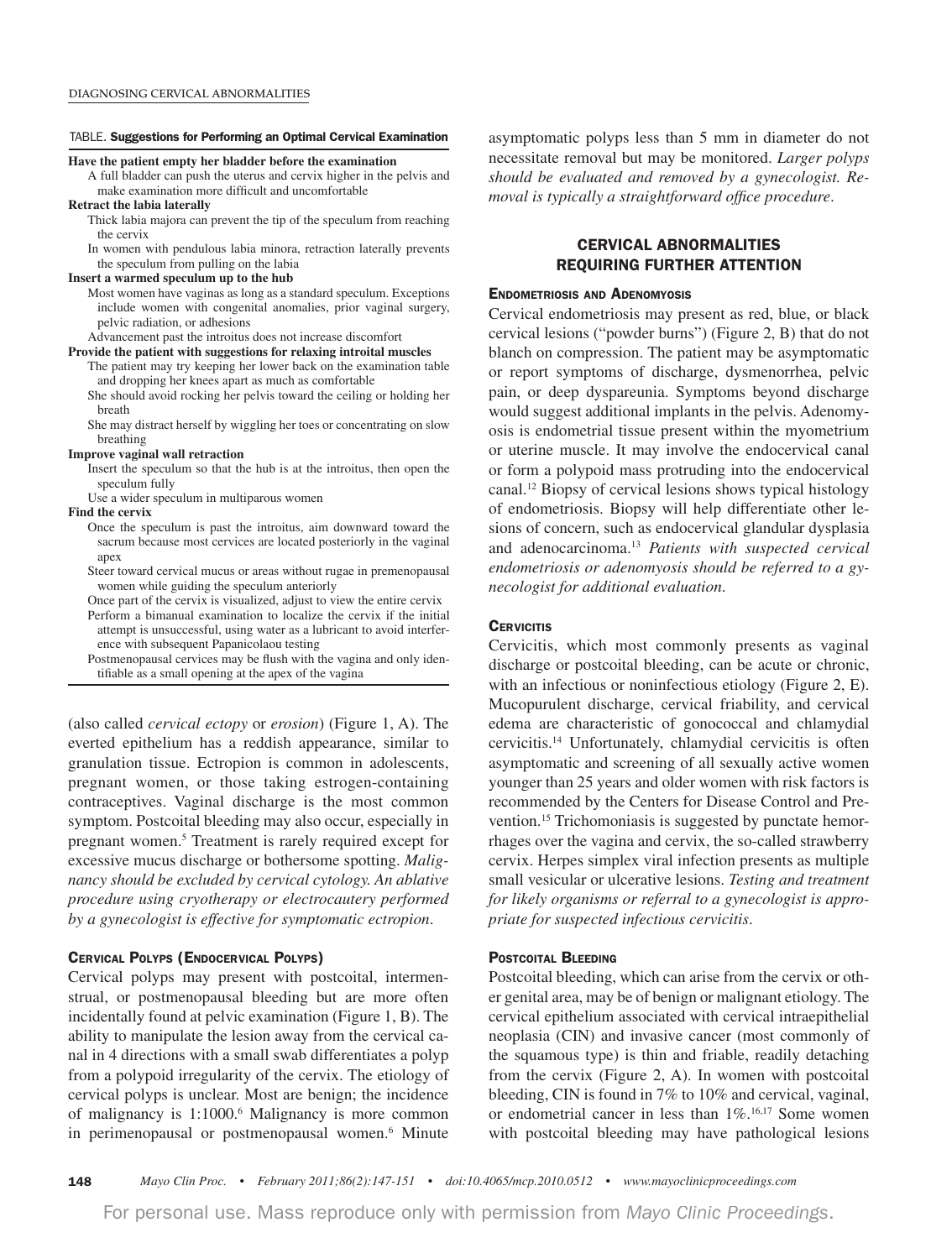**TABLE. Suggestions for Performing an Optimal Cervical Examination**

**Have the patient empty her bladder before the examination**
- A full bladder can push the uterus and cervix higher in the pelvis and make examination more difficult and uncomfortable

**Retract the labia laterally**
- Thick labia majora can prevent the tip of the speculum from reaching the cervix
- In women with pendulous labia minora, retraction laterally prevents the speculum from pulling on the labia

**Insert a warmed speculum up to the hub**
- Most women have vaginas as long as a standard speculum. Exceptions include women with congenital anomalies, prior vaginal surgery, pelvic radiation, or adhesions
- Advancement past the introitus does not increase discomfort

**Provide the patient with suggestions for relaxing introital muscles**
- The patient may try keeping her lower back on the examination table and dropping her knees apart as much as comfortable
- She should avoid rocking her pelvis toward the ceiling or holding her breath
- She may distract herself by wiggling her toes or concentrating on slow breathing

**Improve vaginal wall retraction**
- Insert the speculum so that the hub is at the introitus, then open the speculum fully
- Use a wider speculum in multiparous women

**Find the cervix**
- Once the speculum is past the introitus, aim downward toward the sacrum because most cervices are located posteriorly in the vaginal apex
- Steer toward cervical mucus or areas without rugae in premenopausal women while guiding the speculum anteriorly
- Once part of the cervix is visualized, adjust to view the entire cervix
- Perform a bimanual examination to localize the cervix if the initial attempt is unsuccessful, using water as a lubricant to avoid interference with subsequent Papanicolaou testing
- Postmenopausal cervices may be flush with the vagina and only identifiable as a small opening at the apex of the vagina

(also called *cervical ectopy* or *erosion*) (Figure 1, A). The everted epithelium has a reddish appearance, similar to granulation tissue. Ectropion is common in adolescents, pregnant women, or those taking estrogen-containing contraceptives. Vaginal discharge is the most common symptom. Postcoital bleeding may also occur, especially in pregnant women.[5] Treatment is rarely required except for excessive mucus discharge or bothersome spotting. *Malignancy should be excluded by cervical cytology. An ablative procedure using cryotherapy or electrocautery performed by a gynecologist is effective for symptomatic ectropion.*

### Cervical Polyps (Endocervical Polyps)

Cervical polyps may present with postcoital, intermenstrual, or postmenopausal bleeding but are more often incidentally found at pelvic examination (Figure 1, B). The ability to manipulate the lesion away from the cervical canal in 4 directions with a small swab differentiates a polyp from a polypoid irregularity of the cervix. The etiology of cervical polyps is unclear. Most are benign; the incidence of malignancy is 1:1000.[6] Malignancy is more common in perimenopausal or postmenopausal women.[6] Minute asymptomatic polyps less than 5 mm in diameter do not necessitate removal but may be monitored. *Larger polyps should be evaluated and removed by a gynecologist. Removal is typically a straightforward office procedure.*

## CERVICAL ABNORMALITIES REQUIRING FURTHER ATTENTION

### Endometriosis and Adenomyosis

Cervical endometriosis may present as red, blue, or black cervical lesions ("powder burns") (Figure 2, B) that do not blanch on compression. The patient may be asymptomatic or report symptoms of discharge, dysmenorrhea, pelvic pain, or deep dyspareunia. Symptoms beyond discharge would suggest additional implants in the pelvis. Adenomyosis is endometrial tissue present within the myometrium or uterine muscle. It may involve the endocervical canal or form a polypoid mass protruding into the endocervical canal.[12] Biopsy of cervical lesions shows typical histology of endometriosis. Biopsy will help differentiate other lesions of concern, such as endocervical glandular dysplasia and adenocarcinoma.[13] *Patients with suspected cervical endometriosis or adenomyosis should be referred to a gynecologist for additional evaluation.*

### Cervicitis

Cervicitis, which most commonly presents as vaginal discharge or postcoital bleeding, can be acute or chronic, with an infectious or noninfectious etiology (Figure 2, E). Mucopurulent discharge, cervical friability, and cervical edema are characteristic of gonococcal and chlamydial cervicitis.[14] Unfortunately, chlamydial cervicitis is often asymptomatic and screening of all sexually active women younger than 25 years and older women with risk factors is recommended by the Centers for Disease Control and Prevention.[15] Trichomoniasis is suggested by punctate hemorrhages over the vagina and cervix, the so-called strawberry cervix. Herpes simplex viral infection presents as multiple small vesicular or ulcerative lesions. *Testing and treatment for likely organisms or referral to a gynecologist is appropriate for suspected infectious cervicitis.*

### Postcoital Bleeding

Postcoital bleeding, which can arise from the cervix or other genital area, may be of benign or malignant etiology. The cervical epithelium associated with cervical intraepithelial neoplasia (CIN) and invasive cancer (most commonly of the squamous type) is thin and friable, readily detaching from the cervix (Figure 2, A). In women with postcoital bleeding, CIN is found in 7% to 10% and cervical, vaginal, or endometrial cancer in less than 1%.[16,17] Some women with postcoital bleeding may have pathological lesions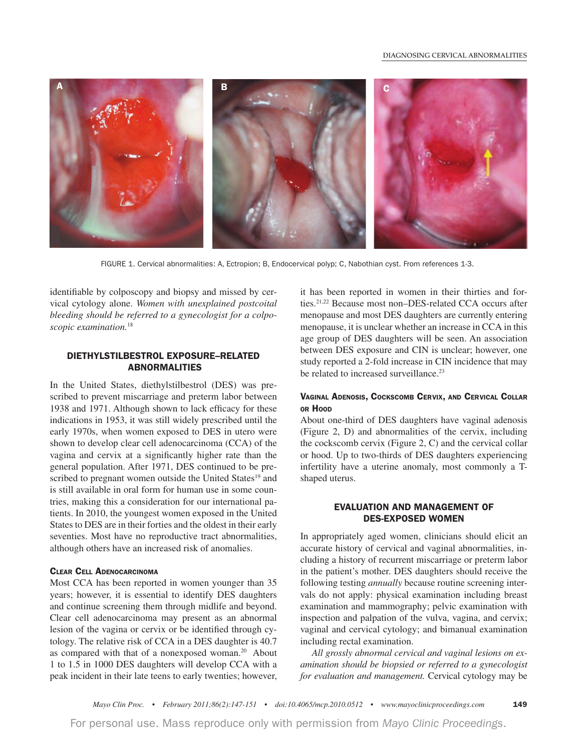FIGURE 1. Cervical abnormalities: A, Ectropion; B, Endocervical polyp; C, Nabothian cyst. From references 1-3.

identifiable by colposcopy and biopsy and missed by cervical cytology alone. *Women with unexplained postcoital bleeding should be referred to a gynecologist for a colposcopic examination.*[18]

## DIETHYLSTILBESTROL EXPOSURE–RELATED ABNORMALITIES

In the United States, diethylstilbestrol (DES) was prescribed to prevent miscarriage and preterm labor between 1938 and 1971. Although shown to lack efficacy for these indications in 1953, it was still widely prescribed until the early 1970s, when women exposed to DES in utero were shown to develop clear cell adenocarcinoma (CCA) of the vagina and cervix at a significantly higher rate than the general population. After 1971, DES continued to be prescribed to pregnant women outside the United States[19] and is still available in oral form for human use in some countries, making this a consideration for our international patients. In 2010, the youngest women exposed in the United States to DES are in their forties and the oldest in their early seventies. Most have no reproductive tract abnormalities, although others have an increased risk of anomalies.

### Clear Cell Adenocarcinoma

Most CCA has been reported in women younger than 35 years; however, it is essential to identify DES daughters and continue screening them through midlife and beyond. Clear cell adenocarcinoma may present as an abnormal lesion of the vagina or cervix or be identified through cytology. The relative risk of CCA in a DES daughter is 40.7 as compared with that of a nonexposed woman.[20] About 1 to 1.5 in 1000 DES daughters will develop CCA with a peak incident in their late teens to early twenties; however, it has been reported in women in their thirties and forties.[21,22] Because most non–DES-related CCA occurs after menopause and most DES daughters are currently entering menopause, it is unclear whether an increase in CCA in this age group of DES daughters will be seen. An association between DES exposure and CIN is unclear; however, one study reported a 2-fold increase in CIN incidence that may be related to increased surveillance.[23]

### Vaginal Adenosis, Cockscomb Cervix, and Cervical Collar or Hood

About one-third of DES daughters have vaginal adenosis (Figure 2, D) and abnormalities of the cervix, including the cockscomb cervix (Figure 2, C) and the cervical collar or hood. Up to two-thirds of DES daughters experiencing infertility have a uterine anomaly, most commonly a T-shaped uterus.

## EVALUATION AND MANAGEMENT OF DES-EXPOSED WOMEN

In appropriately aged women, clinicians should elicit an accurate history of cervical and vaginal abnormalities, including a history of recurrent miscarriage or preterm labor in the patient's mother. DES daughters should receive the following testing *annually* because routine screening intervals do not apply: physical examination including breast examination and mammography; pelvic examination with inspection and palpation of the vulva, vagina, and cervix; vaginal and cervical cytology; and bimanual examination including rectal examination.

*All grossly abnormal cervical and vaginal lesions on examination should be biopsied or referred to a gynecologist for evaluation and management.* Cervical cytology may be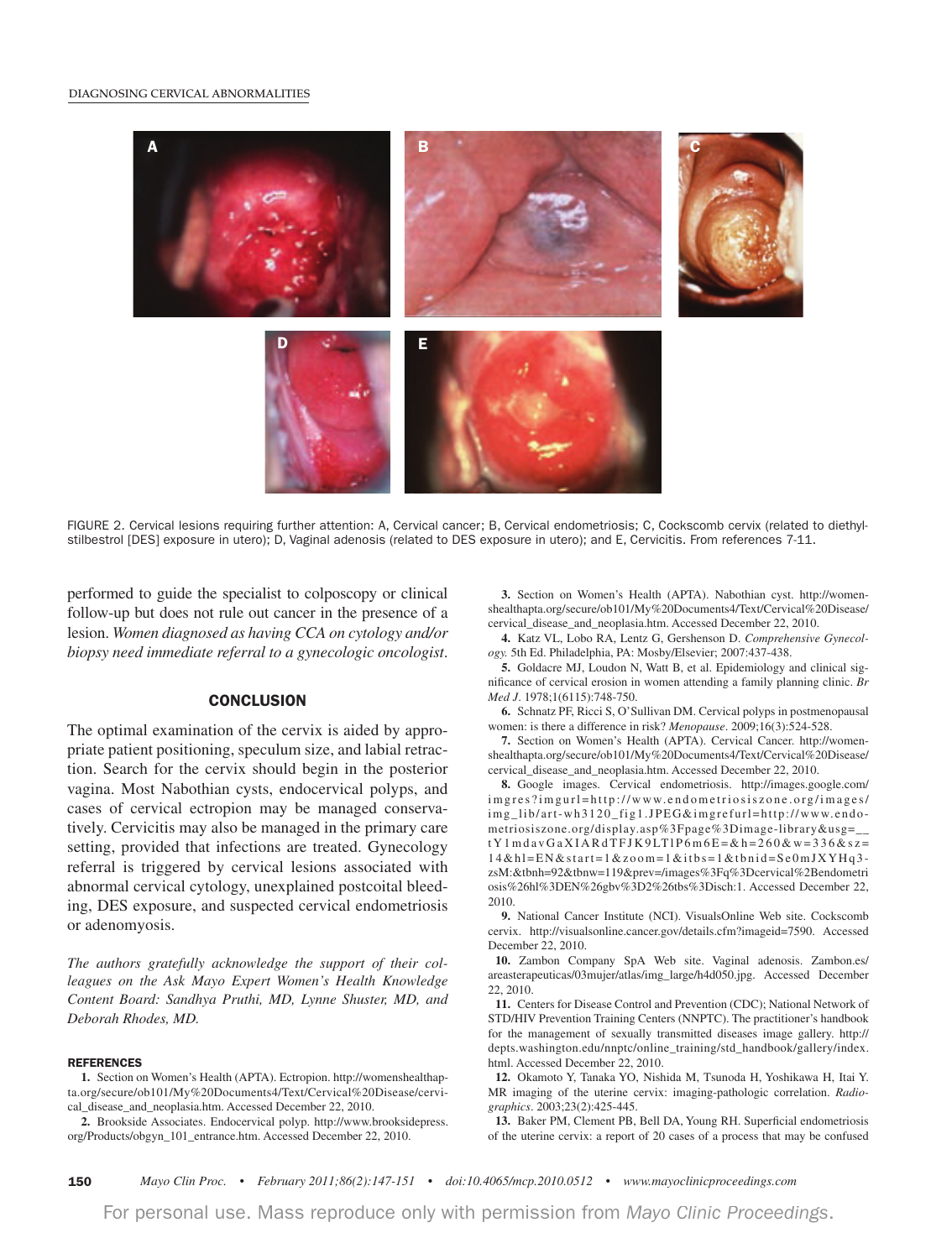FIGURE 2. Cervical lesions requiring further attention: A, Cervical cancer; B, Cervical endometriosis; C, Cockscomb cervix (related to diethylstilbestrol [DES] exposure in utero); D, Vaginal adenosis (related to DES exposure in utero); and E, Cervicitis. From references 7-11.

performed to guide the specialist to colposcopy or clinical follow-up but does not rule out cancer in the presence of a lesion. *Women diagnosed as having CCA on cytology and/or biopsy need immediate referral to a gynecologic oncologist.*

## CONCLUSION

The optimal examination of the cervix is aided by appropriate patient positioning, speculum size, and labial retraction. Search for the cervix should begin in the posterior vagina. Most Nabothian cysts, endocervical polyps, and cases of cervical ectropion may be managed conservatively. Cervicitis may also be managed in the primary care setting, provided that infections are treated. Gynecology referral is triggered by cervical lesions associated with abnormal cervical cytology, unexplained postcoital bleeding, DES exposure, and suspected cervical endometriosis or adenomyosis.

*The authors gratefully acknowledge the support of their colleagues on the Ask Mayo Expert Women's Health Knowledge Content Board: Sandhya Pruthi, MD, Lynne Shuster, MD, and Deborah Rhodes, MD.*

## REFERENCES

1. Section on Women's Health (APTA). Ectropion. http://womenshealthapta.org/secure/ob101/My%20Documents4/Text/Cervical%20Disease/cervical_disease_and_neoplasia.htm. Accessed December 22, 2010.
2. Brookside Associates. Endocervical polyp. http://www.brooksidepress.org/Products/obgyn_101_entrance.htm. Accessed December 22, 2010.
3. Section on Women's Health (APTA). Nabothian cyst. http://womenshealthapta.org/secure/ob101/My%20Documents4/Text/Cervical%20Disease/cervical_disease_and_neoplasia.htm. Accessed December 22, 2010.
4. Katz VL, Lobo RA, Lentz G, Gershenson D. *Comprehensive Gynecology.* 5th Ed. Philadelphia, PA: Mosby/Elsevier; 2007:437-438.
5. Goldacre MJ, Loudon N, Watt B, et al. Epidemiology and clinical significance of cervical erosion in women attending a family planning clinic. *Br Med J*. 1978;1(6115):748-750.
6. Schnatz PF, Ricci S, O'Sullivan DM. Cervical polyps in postmenopausal women: is there a difference in risk? *Menopause*. 2009;16(3):524-528.
7. Section on Women's Health (APTA). Cervical Cancer. http://womenshealthapta.org/secure/ob101/My%20Documents4/Text/Cervical%20Disease/cervical_disease_and_neoplasia.htm. Accessed December 22, 2010.
8. Google images. Cervical endometriosis. http://images.google.com/imgres?imgurl=http://www.endometriosiszone.org/images/img_lib/art-wh3120_fig1.JPEG&imgrefurl=http://www.endometriosiszone.org/display.asp%3Fpage%3Dimage-library&usg=__tY1mdavGaXIARdTFJK9LT1P6m6E=&h=260&w=336&sz=14&hl=EN&start=1&zoom=1&itbs=1&tbnid=Se0mJXYHq3-zsM:&tbnh=92&tbnw=119&prev=/images%3Fq%3Dcervical%2Bendometriosis%26hl%3DEN%26gbv%3D2%26tbs%3Disch:1. Accessed December 22, 2010.
9. National Cancer Institute (NCI). VisualsOnline Web site. Cockscomb cervix. http://visualsonline.cancer.gov/details.cfm?imageid=7590. Accessed December 22, 2010.
10. Zambon Company SpA Web site. Vaginal adenosis. Zambon.es/areasterapeuticas/03mujer/atlas/img_large/h4d050.jpg. Accessed December 22, 2010.
11. Centers for Disease Control and Prevention (CDC); National Network of STD/HIV Prevention Training Centers (NNPTC). The practitioner's handbook for the management of sexually transmitted diseases image gallery. http://depts.washington.edu/nnptc/online_training/std_handbook/gallery/index.html. Accessed December 22, 2010.
12. Okamoto Y, Tanaka YO, Nishida M, Tsunoda H, Yoshikawa H, Itai Y. MR imaging of the uterine cervix: imaging-pathologic correlation. *Radiographics*. 2003;23(2):425-445.
13. Baker PM, Clement PB, Bell DA, Young RH. Superficial endometriosis of the uterine cervix: a report of 20 cases of a process that may be confused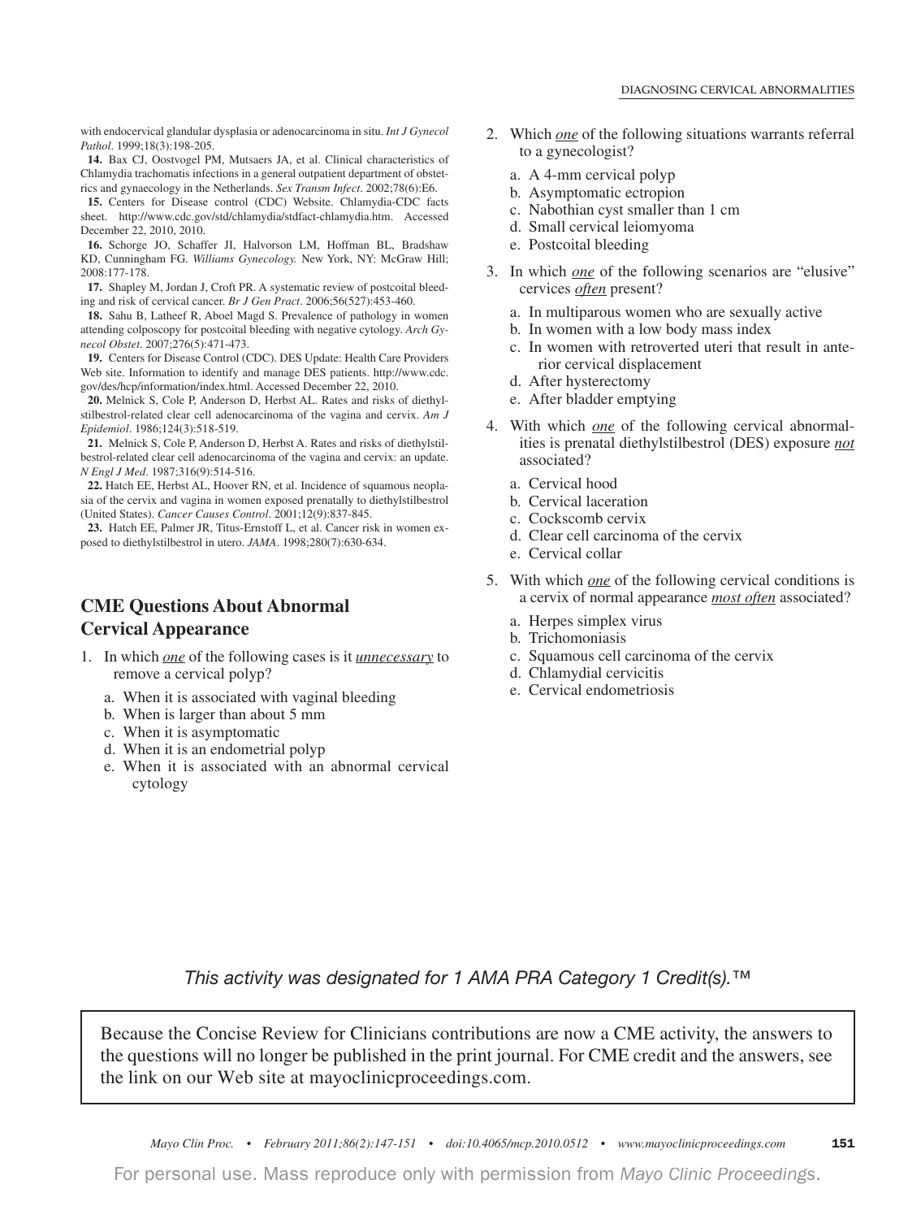with endocervical glandular dysplasia or adenocarcinoma in situ. *Int J Gynecol Pathol*. 1999;18(3):198-205.

**14.** Bax CJ, Oostvogel PM, Mutsaers JA, et al. Clinical characteristics of Chlamydia trachomatis infections in a general outpatient department of obstetrics and gynaecology in the Netherlands. *Sex Transm Infect*. 2002;78(6):E6.

**15.** Centers for Disease control (CDC) Website. Chlamydia-CDC facts sheet. http://www.cdc.gov/std/chlamydia/stdfact-chlamydia.htm. Accessed December 22, 2010, 2010.

**16.** Schorge JO, Schaffer JI, Halvorson LM, Hoffman BL, Bradshaw KD, Cunningham FG. *Williams Gynecology.* New York, NY: McGraw Hill; 2008:177-178.

**17.** Shapley M, Jordan J, Croft PR. A systematic review of postcoital bleeding and risk of cervical cancer. *Br J Gen Pract*. 2006;56(527):453-460.

**18.** Sahu B, Latheef R, Aboel Magd S. Prevalence of pathology in women attending colposcopy for postcoital bleeding with negative cytology. *Arch Gynecol Obstet*. 2007;276(5):471-473.

**19.** Centers for Disease Control (CDC). DES Update: Health Care Providers Web site. Information to identify and manage DES patients. http://www.cdc.gov/des/hcp/information/index.html. Accessed December 22, 2010.

**20.** Melnick S, Cole P, Anderson D, Herbst AL. Rates and risks of diethylstilbestrol-related clear cell adenocarcinoma of the vagina and cervix. *Am J Epidemiol*. 1986;124(3):518-519.

**21.** Melnick S, Cole P, Anderson D, Herbst A. Rates and risks of diethylstilbestrol-related clear cell adenocarcinoma of the vagina and cervix: an update. *N Engl J Med*. 1987;316(9):514-516.

**22.** Hatch EE, Herbst AL, Hoover RN, et al. Incidence of squamous neoplasia of the cervix and vagina in women exposed prenatally to diethylstilbestrol (United States). *Cancer Causes Control*. 2001;12(9):837-845.

**23.** Hatch EE, Palmer JR, Titus-Ernstoff L, et al. Cancer risk in women exposed to diethylstilbestrol in utero. *JAMA*. 1998;280(7):630-634.

## CME Questions About Abnormal Cervical Appearance

1. In which *one* of the following cases is it *unnecessary* to remove a cervical polyp?
   a. When it is associated with vaginal bleeding
   b. When is larger than about 5 mm
   c. When it is asymptomatic
   d. When it is an endometrial polyp
   e. When it is associated with an abnormal cervical cytology

2. Which *one* of the following situations warrants referral to a gynecologist?
   a. A 4-mm cervical polyp
   b. Asymptomatic ectropion
   c. Nabothian cyst smaller than 1 cm
   d. Small cervical leiomyoma
   e. Postcoital bleeding

3. In which *one* of the following scenarios are "elusive" cervices *often* present?
   a. In multiparous women who are sexually active
   b. In women with a low body mass index
   c. In women with retroverted uteri that result in anterior cervical displacement
   d. After hysterectomy
   e. After bladder emptying

4. With which *one* of the following cervical abnormalities is prenatal diethylstilbestrol (DES) exposure *not* associated?
   a. Cervical hood
   b. Cervical laceration
   c. Cockscomb cervix
   d. Clear cell carcinoma of the cervix
   e. Cervical collar

5. With which *one* of the following cervical conditions is a cervix of normal appearance *most often* associated?
   a. Herpes simplex virus
   b. Trichomoniasis
   c. Squamous cell carcinoma of the cervix
   d. Chlamydial cervicitis
   e. Cervical endometriosis

*This activity was designated for 1 AMA PRA Category 1 Credit(s).™*

Because the Concise Review for Clinicians contributions are now a CME activity, the answers to the questions will no longer be published in the print journal. For CME credit and the answers, see the link on our Web site at mayoclinicproceedings.com.